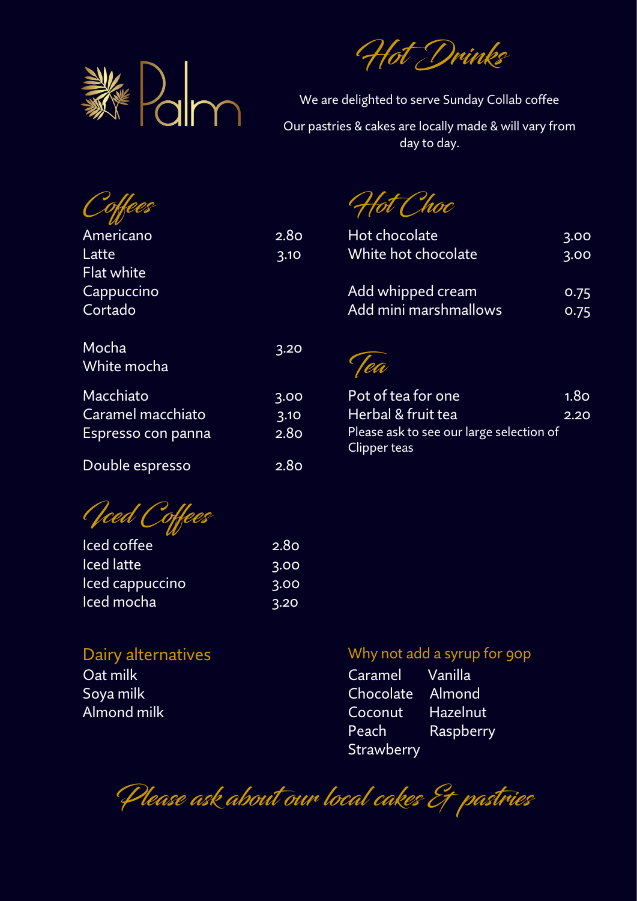# Palm

# Hot Drinks

We are delighted to serve Sunday Collab coffee

Our pastries & cakes are locally made & will vary from day to day.

## Coffees

| Item | Price |
|---|---|
| Americano | 2.80 |
| Latte | 3.10 |
| Flat white | |
| Cappuccino | |
| Cortado | |
| Mocha | 3.20 |
| White mocha | |
| Macchiato | 3.00 |
| Caramel macchiato | 3.10 |
| Espresso con panna | 2.80 |
| Double espresso | 2.80 |

## Iced Coffees

| Item | Price |
|---|---|
| Iced coffee | 2.80 |
| Iced latte | 3.00 |
| Iced cappuccino | 3.00 |
| Iced mocha | 3.20 |

## Hot Choc

| Item | Price |
|---|---|
| Hot chocolate | 3.00 |
| White hot chocolate | 3.00 |
| Add whipped cream | 0.75 |
| Add mini marshmallows | 0.75 |

## Tea

| Item | Price |
|---|---|
| Pot of tea for one | 1.80 |
| Herbal & fruit tea | 2.20 |

Please ask to see our large selection of Clipper teas

### Dairy alternatives

- Oat milk
- Soya milk
- Almond milk

### Why not add a syrup for 90p

- Caramel
- Vanilla
- Chocolate
- Almond
- Coconut
- Hazelnut
- Peach
- Raspberry
- Strawberry

*Please ask about our local cakes & pastries*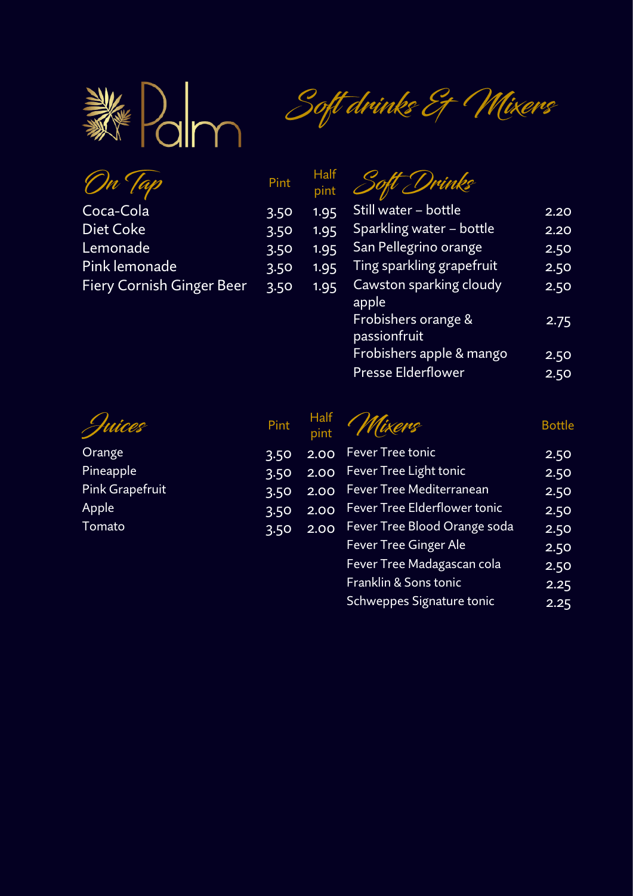# Palm

## Soft drinks & Mixers

### On Tap

| | Pint | Half pint |
|---|---|---|
| Coca-Cola | 3.50 | 1.95 |
| Diet Coke | 3.50 | 1.95 |
| Lemonade | 3.50 | 1.95 |
| Pink lemonade | 3.50 | 1.95 |
| Fiery Cornish Ginger Beer | 3.50 | 1.95 |

### Soft Drinks

| | |
|---|---|
| Still water – bottle | 2.20 |
| Sparkling water – bottle | 2.20 |
| San Pellegrino orange | 2.50 |
| Ting sparkling grapefruit | 2.50 |
| Cawston sparking cloudy apple | 2.50 |
| Frobishers orange & passionfruit | 2.75 |
| Frobishers apple & mango | 2.50 |
| Presse Elderflower | 2.50 |

### Juices

| | Pint | Half pint |
|---|---|---|
| Orange | 3.50 | 2.00 |
| Pineapple | 3.50 | 2.00 |
| Pink Grapefruit | 3.50 | 2.00 |
| Apple | 3.50 | 2.00 |
| Tomato | 3.50 | 2.00 |

### Mixers

| | Bottle |
|---|---|
| Fever Tree tonic | 2.50 |
| Fever Tree Light tonic | 2.50 |
| Fever Tree Mediterranean | 2.50 |
| Fever Tree Elderflower tonic | 2.50 |
| Fever Tree Blood Orange soda | 2.50 |
| Fever Tree Ginger Ale | 2.50 |
| Fever Tree Madagascan cola | 2.50 |
| Franklin & Sons tonic | 2.25 |
| Schweppes Signature tonic | 2.25 |